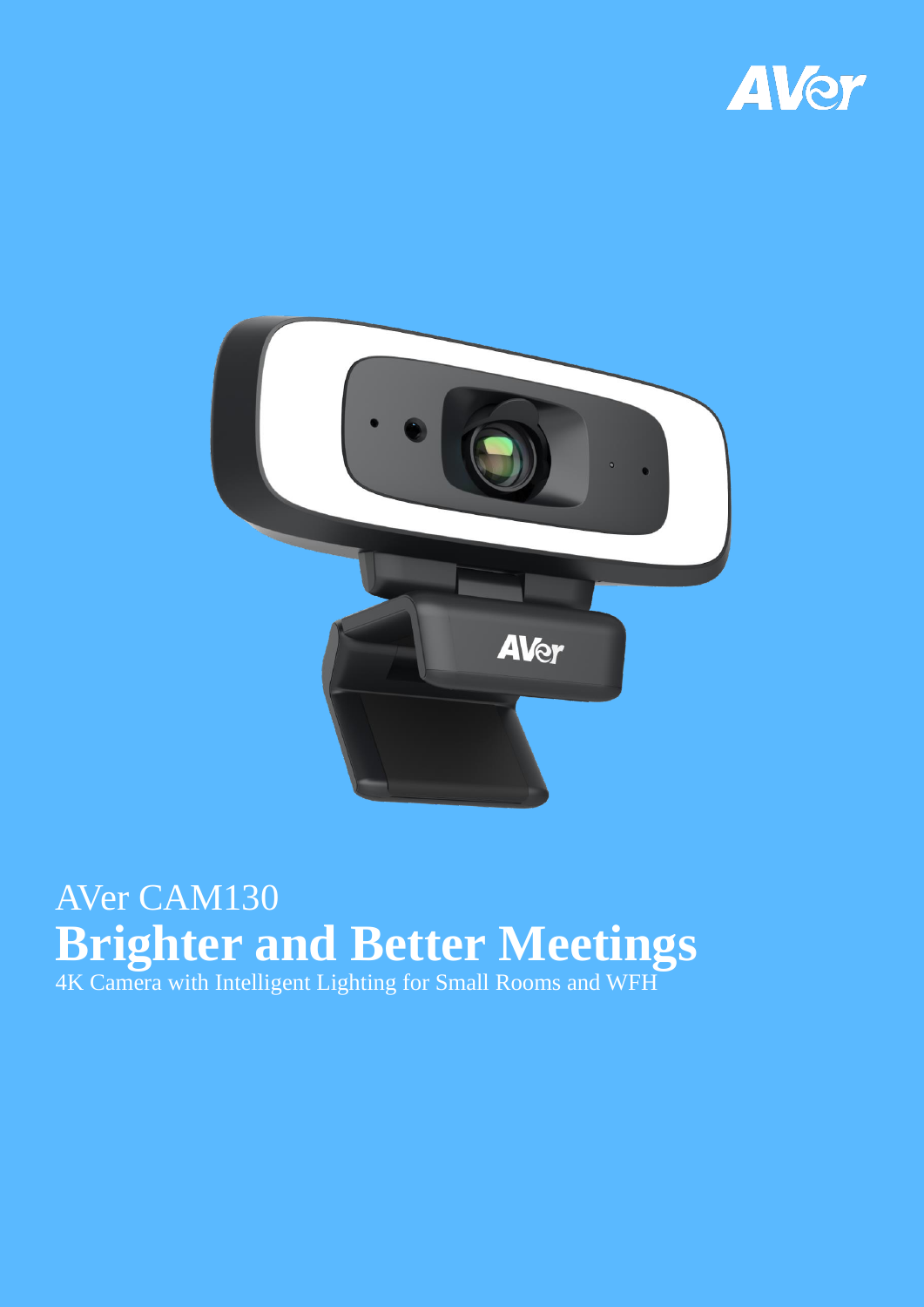AVer CAM130

# Brighter and Better Meetings

4K Camera with Intelligent Lighting for Small Rooms and WFH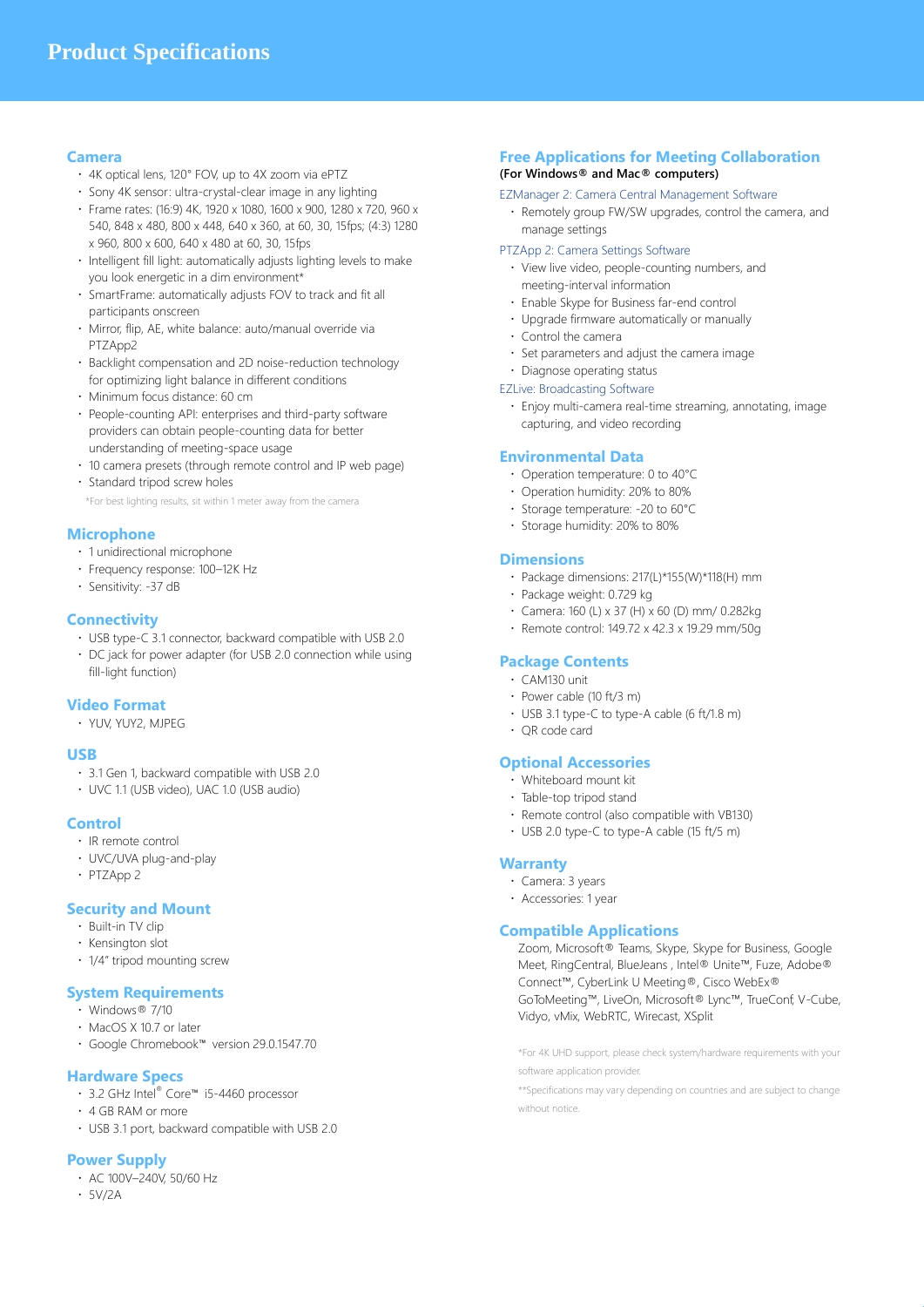# Product Specifications

## Camera

- 4K optical lens, 120° FOV, up to 4X zoom via ePTZ
- Sony 4K sensor: ultra-crystal-clear image in any lighting
- Frame rates: (16:9) 4K, 1920 x 1080, 1600 x 900, 1280 x 720, 960 x 540, 848 x 480, 800 x 448, 640 x 360, at 60, 30, 15fps; (4:3) 1280 x 960, 800 x 600, 640 x 480 at 60, 30, 15fps
- Intelligent fill light: automatically adjusts lighting levels to make you look energetic in a dim environment*
- SmartFrame: automatically adjusts FOV to track and fit all participants onscreen
- Mirror, flip, AE, white balance: auto/manual override via PTZApp2
- Backlight compensation and 2D noise-reduction technology for optimizing light balance in different conditions
- Minimum focus distance: 60 cm
- People-counting API: enterprises and third-party software providers can obtain people-counting data for better understanding of meeting-space usage
- 10 camera presets (through remote control and IP web page)
- Standard tripod screw holes

*For best lighting results, sit within 1 meter away from the camera

## Microphone

- 1 unidirectional microphone
- Frequency response: 100–12K Hz
- Sensitivity: -37 dB

## Connectivity

- USB type-C 3.1 connector, backward compatible with USB 2.0
- DC jack for power adapter (for USB 2.0 connection while using fill-light function)

## Video Format

- YUV, YUY2, MJPEG

## USB

- 3.1 Gen 1, backward compatible with USB 2.0
- UVC 1.1 (USB video), UAC 1.0 (USB audio)

## Control

- IR remote control
- UVC/UVA plug-and-play
- PTZApp 2

## Security and Mount

- Built-in TV clip
- Kensington slot
- 1/4" tripod mounting screw

## System Requirements

- Windows® 7/10
- MacOS X 10.7 or later
- Google Chromebook™ version 29.0.1547.70

## Hardware Specs

- 3.2 GHz Intel® Core™ i5-4460 processor
- 4 GB RAM or more
- USB 3.1 port, backward compatible with USB 2.0

## Power Supply

- AC 100V–240V, 50/60 Hz
- 5V/2A

## Free Applications for Meeting Collaboration

**(For Windows® and Mac® computers)**

EZManager 2: Camera Central Management Software

- Remotely group FW/SW upgrades, control the camera, and manage settings

PTZApp 2: Camera Settings Software

- View live video, people-counting numbers, and meeting-interval information
- Enable Skype for Business far-end control
- Upgrade firmware automatically or manually
- Control the camera
- Set parameters and adjust the camera image
- Diagnose operating status

EZLive: Broadcasting Software

- Enjoy multi-camera real-time streaming, annotating, image capturing, and video recording

## Environmental Data

- Operation temperature: 0 to 40°C
- Operation humidity: 20% to 80%
- Storage temperature: -20 to 60°C
- Storage humidity: 20% to 80%

## Dimensions

- Package dimensions: 217(L)*155(W)*118(H) mm
- Package weight: 0.729 kg
- Camera: 160 (L) x 37 (H) x 60 (D) mm/ 0.282kg
- Remote control: 149.72 x 42.3 x 19.29 mm/50g

## Package Contents

- CAM130 unit
- Power cable (10 ft/3 m)
- USB 3.1 type-C to type-A cable (6 ft/1.8 m)
- QR code card

## Optional Accessories

- Whiteboard mount kit
- Table-top tripod stand
- Remote control (also compatible with VB130)
- USB 2.0 type-C to type-A cable (15 ft/5 m)

## Warranty

- Camera: 3 years
- Accessories: 1 year

## Compatible Applications

Zoom, Microsoft® Teams, Skype, Skype for Business, Google Meet, RingCentral, BlueJeans , Intel® Unite™, Fuze, Adobe® Connect™, CyberLink U Meeting®, Cisco WebEx® GoToMeeting™, LiveOn, Microsoft® Lync™, TrueConf, V-Cube, Vidyo, vMix, WebRTC, Wirecast, XSplit

*For 4K UHD support, please check system/hardware requirements with your software application provider.

**Specifications may vary depending on countries and are subject to change without notice.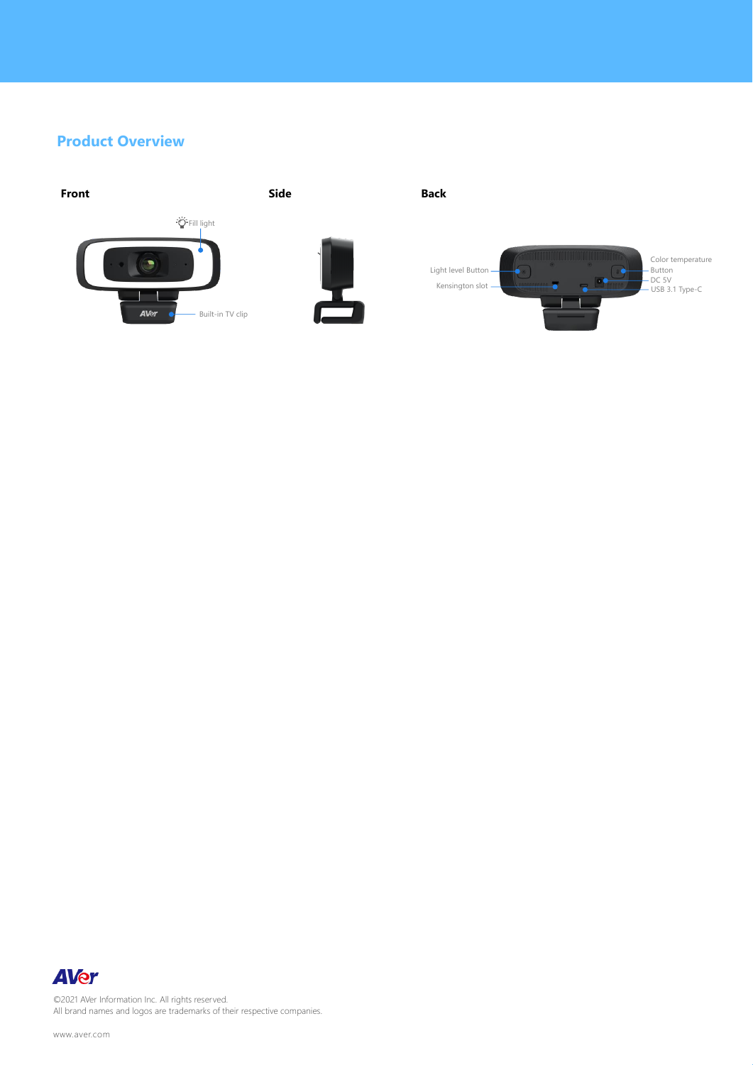## Product Overview

**Front**

Fill light

Built-in TV clip

**Side**

**Back**

Light level Button

Kensington slot

Color temperature Button

DC 5V

USB 3.1 Type-C

©2021 AVer Information Inc. All rights reserved.
All brand names and logos are trademarks of their respective companies.

www.aver.com